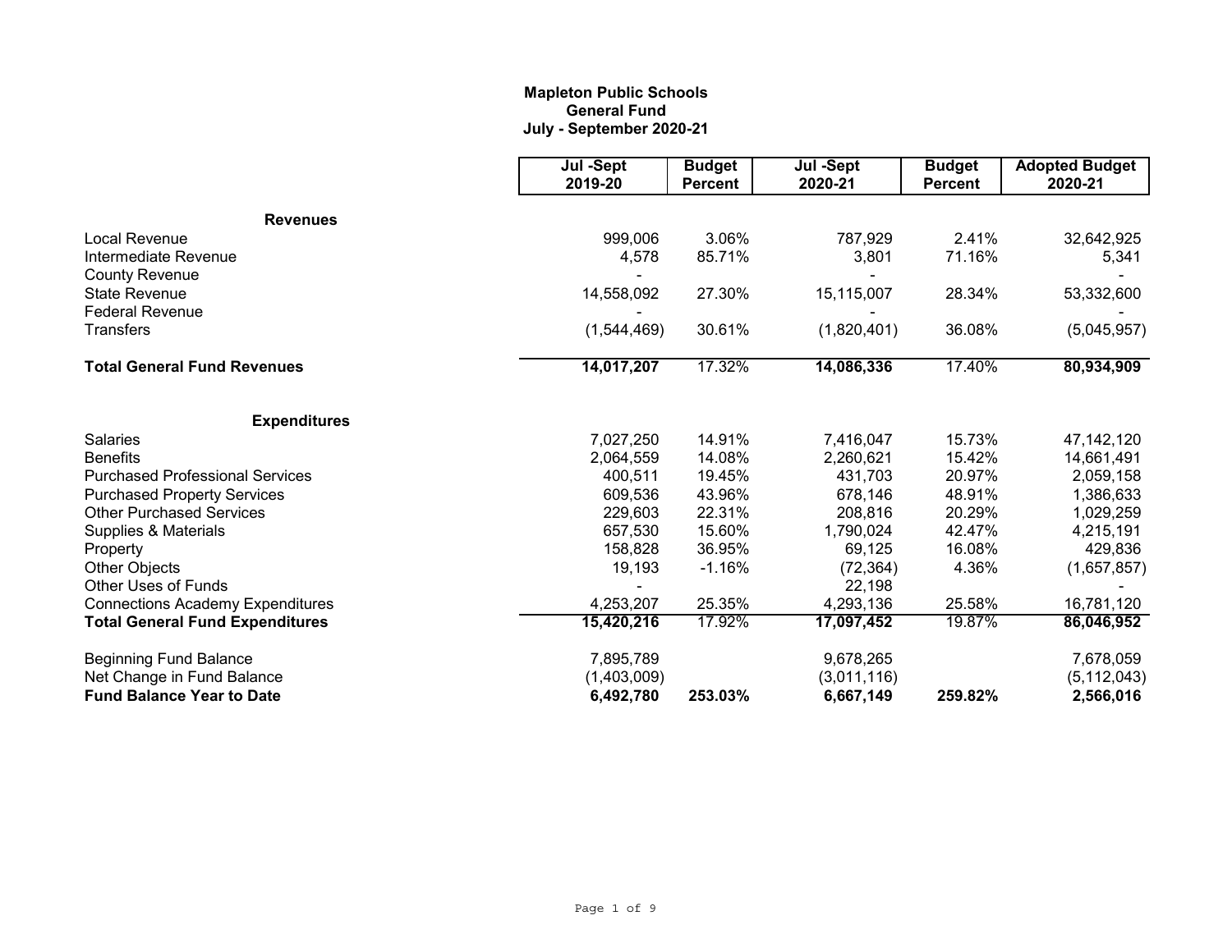**Mapleton Public Schools**
**General Fund**
**July - September 2020-21**

| | Jul -Sept 2019-20 | Budget Percent | Jul -Sept 2020-21 | Budget Percent | Adopted Budget 2020-21 |
|---|---|---|---|---|---|
| **Revenues** | | | | | |
| Local Revenue | 999,006 | 3.06% | 787,929 | 2.41% | 32,642,925 |
| Intermediate Revenue | 4,578 | 85.71% | 3,801 | 71.16% | 5,341 |
| County Revenue | - | | - | | - |
| State Revenue | 14,558,092 | 27.30% | 15,115,007 | 28.34% | 53,332,600 |
| Federal Revenue | - | | - | | - |
| Transfers | (1,544,469) | 30.61% | (1,820,401) | 36.08% | (5,045,957) |
| **Total General Fund Revenues** | **14,017,207** | 17.32% | **14,086,336** | 17.40% | **80,934,909** |
| **Expenditures** | | | | | |
| Salaries | 7,027,250 | 14.91% | 7,416,047 | 15.73% | 47,142,120 |
| Benefits | 2,064,559 | 14.08% | 2,260,621 | 15.42% | 14,661,491 |
| Purchased Professional Services | 400,511 | 19.45% | 431,703 | 20.97% | 2,059,158 |
| Purchased Property Services | 609,536 | 43.96% | 678,146 | 48.91% | 1,386,633 |
| Other Purchased Services | 229,603 | 22.31% | 208,816 | 20.29% | 1,029,259 |
| Supplies & Materials | 657,530 | 15.60% | 1,790,024 | 42.47% | 4,215,191 |
| Property | 158,828 | 36.95% | 69,125 | 16.08% | 429,836 |
| Other Objects | 19,193 | -1.16% | (72,364) | 4.36% | (1,657,857) |
| Other Uses of Funds | - | | 22,198 | | - |
| Connections Academy Expenditures | 4,253,207 | 25.35% | 4,293,136 | 25.58% | 16,781,120 |
| **Total General Fund Expenditures** | **15,420,216** | 17.92% | **17,097,452** | 19.87% | **86,046,952** |
| Beginning Fund Balance | 7,895,789 | | 9,678,265 | | 7,678,059 |
| Net Change in Fund Balance | (1,403,009) | | (3,011,116) | | (5,112,043) |
| **Fund Balance Year to Date** | **6,492,780** | **253.03%** | **6,667,149** | **259.82%** | **2,566,016** |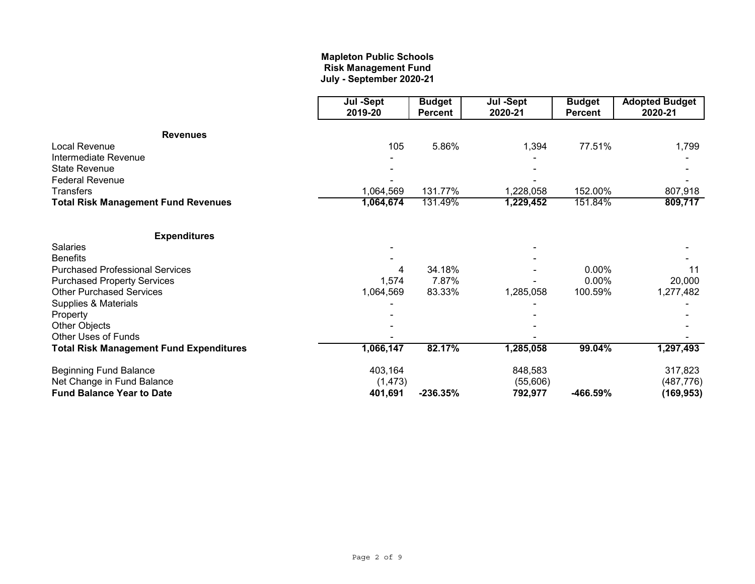# Mapleton Public Schools
## Risk Management Fund
### July - September 2020-21

| | Jul -Sept 2019-20 | Budget Percent | Jul -Sept 2020-21 | Budget Percent | Adopted Budget 2020-21 |
|---|---|---|---|---|---|
| **Revenues** | | | | | |
| Local Revenue | 105 | 5.86% | 1,394 | 77.51% | 1,799 |
| Intermediate Revenue | - | | - | | - |
| State Revenue | - | | - | | - |
| Federal Revenue | - | | - | | - |
| Transfers | 1,064,569 | 131.77% | 1,228,058 | 152.00% | 807,918 |
| **Total Risk Management Fund Revenues** | **1,064,674** | 131.49% | **1,229,452** | 151.84% | **809,717** |
| **Expenditures** | | | | | |
| Salaries | - | | - | | - |
| Benefits | - | | - | | - |
| Purchased Professional Services | 4 | 34.18% | - | 0.00% | 11 |
| Purchased Property Services | 1,574 | 7.87% | - | 0.00% | 20,000 |
| Other Purchased Services | 1,064,569 | 83.33% | 1,285,058 | 100.59% | 1,277,482 |
| Supplies & Materials | - | | - | | - |
| Property | - | | - | | - |
| Other Objects | - | | - | | - |
| Other Uses of Funds | - | | - | | - |
| **Total Risk Management Fund Expenditures** | **1,066,147** | **82.17%** | **1,285,058** | **99.04%** | **1,297,493** |
| Beginning Fund Balance | 403,164 | | 848,583 | | 317,823 |
| Net Change in Fund Balance | (1,473) | | (55,606) | | (487,776) |
| **Fund Balance Year to Date** | **401,691** | **-236.35%** | **792,977** | **-466.59%** | **(169,953)** |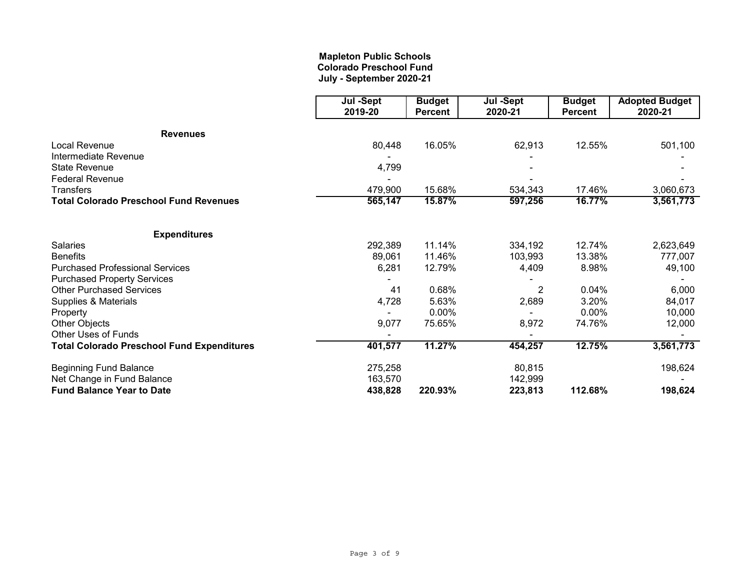**Mapleton Public Schools**
**Colorado Preschool Fund**
**July - September 2020-21**

| | Jul -Sept 2019-20 | Budget Percent | Jul -Sept 2020-21 | Budget Percent | Adopted Budget 2020-21 |
|---|---|---|---|---|---|
| **Revenues** | | | | | |
| Local Revenue | 80,448 | 16.05% | 62,913 | 12.55% | 501,100 |
| Intermediate Revenue | - | | - | | - |
| State Revenue | 4,799 | | - | | - |
| Federal Revenue | - | | - | | - |
| Transfers | 479,900 | 15.68% | 534,343 | 17.46% | 3,060,673 |
| **Total Colorado Preschool Fund Revenues** | **565,147** | **15.87%** | **597,256** | **16.77%** | **3,561,773** |
| **Expenditures** | | | | | |
| Salaries | 292,389 | 11.14% | 334,192 | 12.74% | 2,623,649 |
| Benefits | 89,061 | 11.46% | 103,993 | 13.38% | 777,007 |
| Purchased Professional Services | 6,281 | 12.79% | 4,409 | 8.98% | 49,100 |
| Purchased Property Services | - | | - | | - |
| Other Purchased Services | 41 | 0.68% | 2 | 0.04% | 6,000 |
| Supplies & Materials | 4,728 | 5.63% | 2,689 | 3.20% | 84,017 |
| Property | - | 0.00% | - | 0.00% | 10,000 |
| Other Objects | 9,077 | 75.65% | 8,972 | 74.76% | 12,000 |
| Other Uses of Funds | - | | - | | - |
| **Total Colorado Preschool Fund Expenditures** | **401,577** | **11.27%** | **454,257** | **12.75%** | **3,561,773** |
| Beginning Fund Balance | 275,258 | | 80,815 | | 198,624 |
| Net Change in Fund Balance | 163,570 | | 142,999 | | - |
| **Fund Balance Year to Date** | **438,828** | **220.93%** | **223,813** | **112.68%** | **198,624** |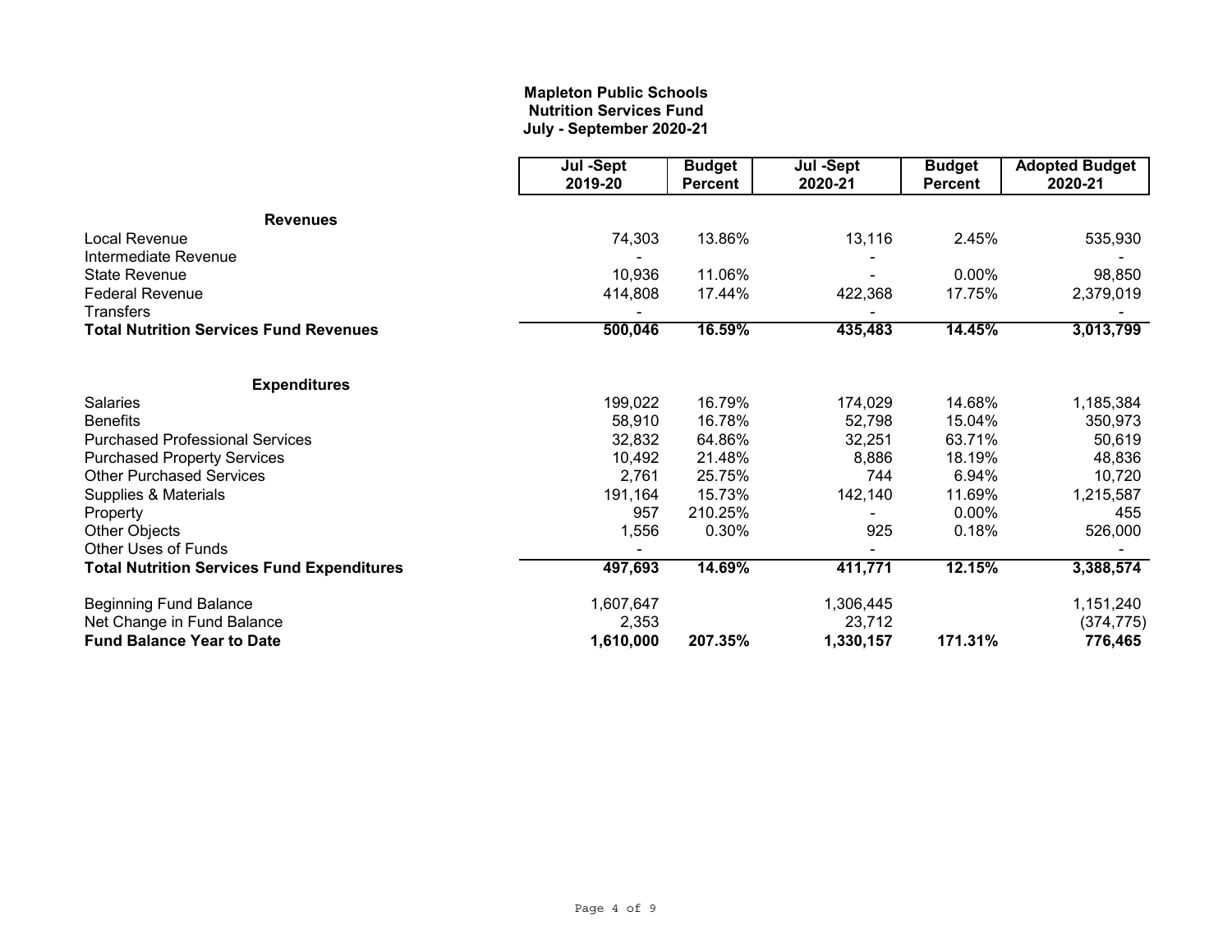**Mapleton Public Schools**
**Nutrition Services Fund**
**July - September 2020-21**

| | Jul -Sept 2019-20 | Budget Percent | Jul -Sept 2020-21 | Budget Percent | Adopted Budget 2020-21 |
|---|---|---|---|---|---|
| **Revenues** | | | | | |
| Local Revenue | 74,303 | 13.86% | 13,116 | 2.45% | 535,930 |
| Intermediate Revenue | - | | - | | - |
| State Revenue | 10,936 | 11.06% | - | 0.00% | 98,850 |
| Federal Revenue | 414,808 | 17.44% | 422,368 | 17.75% | 2,379,019 |
| Transfers | - | | - | | - |
| **Total Nutrition Services Fund Revenues** | **500,046** | **16.59%** | **435,483** | **14.45%** | **3,013,799** |
| | | | | | |
| **Expenditures** | | | | | |
| Salaries | 199,022 | 16.79% | 174,029 | 14.68% | 1,185,384 |
| Benefits | 58,910 | 16.78% | 52,798 | 15.04% | 350,973 |
| Purchased Professional Services | 32,832 | 64.86% | 32,251 | 63.71% | 50,619 |
| Purchased Property Services | 10,492 | 21.48% | 8,886 | 18.19% | 48,836 |
| Other Purchased Services | 2,761 | 25.75% | 744 | 6.94% | 10,720 |
| Supplies & Materials | 191,164 | 15.73% | 142,140 | 11.69% | 1,215,587 |
| Property | 957 | 210.25% | - | 0.00% | 455 |
| Other Objects | 1,556 | 0.30% | 925 | 0.18% | 526,000 |
| Other Uses of Funds | - | | - | | - |
| **Total Nutrition Services Fund Expenditures** | **497,693** | **14.69%** | **411,771** | **12.15%** | **3,388,574** |
| | | | | | |
| Beginning Fund Balance | 1,607,647 | | 1,306,445 | | 1,151,240 |
| Net Change in Fund Balance | 2,353 | | 23,712 | | (374,775) |
| **Fund Balance Year to Date** | **1,610,000** | **207.35%** | **1,330,157** | **171.31%** | **776,465** |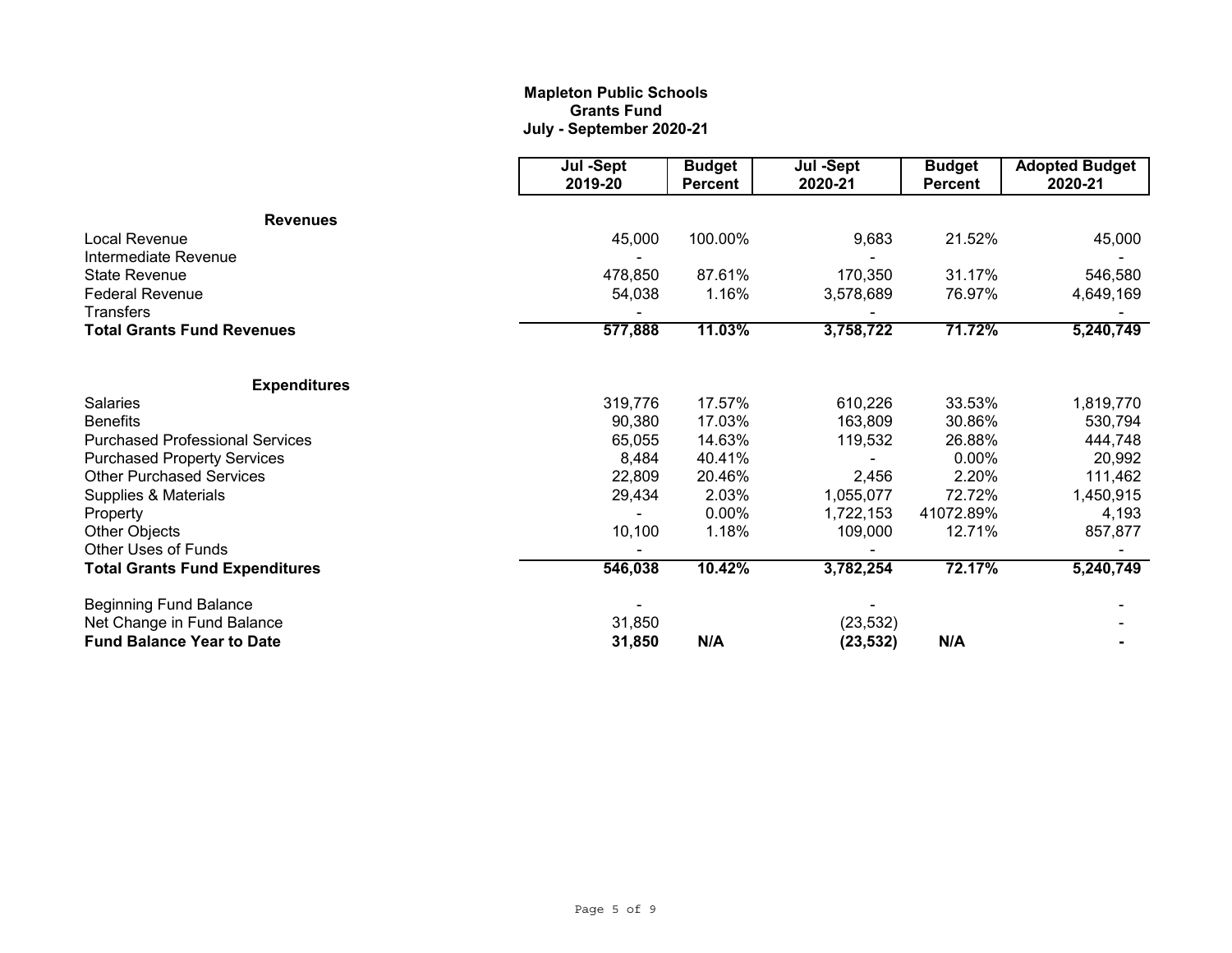**Mapleton Public Schools**
**Grants Fund**
**July - September 2020-21**

| | Jul -Sept 2019-20 | Budget Percent | Jul -Sept 2020-21 | Budget Percent | Adopted Budget 2020-21 |
|---|---|---|---|---|---|
| **Revenues** | | | | | |
| Local Revenue | 45,000 | 100.00% | 9,683 | 21.52% | 45,000 |
| Intermediate Revenue | - | | - | | - |
| State Revenue | 478,850 | 87.61% | 170,350 | 31.17% | 546,580 |
| Federal Revenue | 54,038 | 1.16% | 3,578,689 | 76.97% | 4,649,169 |
| Transfers | - | | - | | - |
| **Total Grants Fund Revenues** | **577,888** | **11.03%** | **3,758,722** | **71.72%** | **5,240,749** |
| **Expenditures** | | | | | |
| Salaries | 319,776 | 17.57% | 610,226 | 33.53% | 1,819,770 |
| Benefits | 90,380 | 17.03% | 163,809 | 30.86% | 530,794 |
| Purchased Professional Services | 65,055 | 14.63% | 119,532 | 26.88% | 444,748 |
| Purchased Property Services | 8,484 | 40.41% | - | 0.00% | 20,992 |
| Other Purchased Services | 22,809 | 20.46% | 2,456 | 2.20% | 111,462 |
| Supplies & Materials | 29,434 | 2.03% | 1,055,077 | 72.72% | 1,450,915 |
| Property | - | 0.00% | 1,722,153 | 41072.89% | 4,193 |
| Other Objects | 10,100 | 1.18% | 109,000 | 12.71% | 857,877 |
| Other Uses of Funds | - | | - | | - |
| **Total Grants Fund Expenditures** | **546,038** | **10.42%** | **3,782,254** | **72.17%** | **5,240,749** |
| Beginning Fund Balance | - | | - | | - |
| Net Change in Fund Balance | 31,850 | | (23,532) | | - |
| **Fund Balance Year to Date** | **31,850** | **N/A** | **(23,532)** | **N/A** | **-** |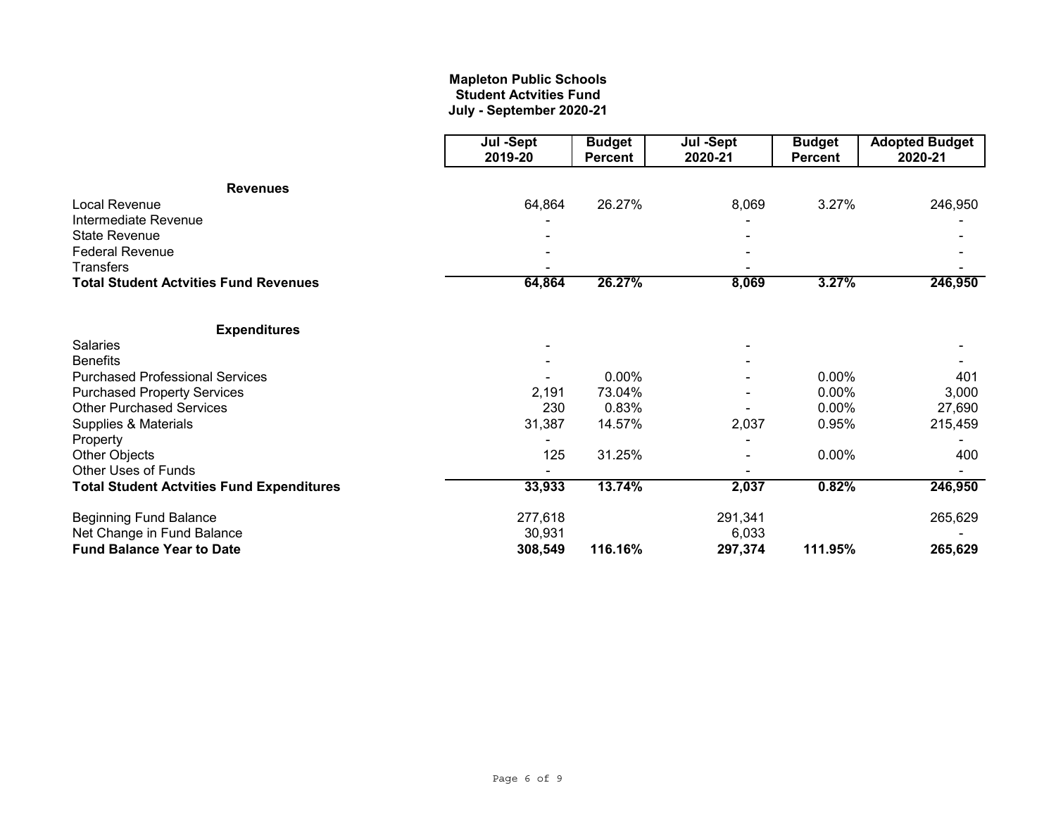**Mapleton Public Schools**
**Student Actvities Fund**
**July - September 2020-21**

| | Jul -Sept 2019-20 | Budget Percent | Jul -Sept 2020-21 | Budget Percent | Adopted Budget 2020-21 |
|---|---|---|---|---|---|
| **Revenues** | | | | | |
| Local Revenue | 64,864 | 26.27% | 8,069 | 3.27% | 246,950 |
| Intermediate Revenue | - | | - | | - |
| State Revenue | - | | - | | - |
| Federal Revenue | - | | - | | - |
| Transfers | - | | - | | - |
| **Total Student Actvities Fund Revenues** | **64,864** | **26.27%** | **8,069** | **3.27%** | **246,950** |
| | | | | | |
| **Expenditures** | | | | | |
| Salaries | - | | - | | - |
| Benefits | - | | - | | - |
| Purchased Professional Services | - | 0.00% | - | 0.00% | 401 |
| Purchased Property Services | 2,191 | 73.04% | - | 0.00% | 3,000 |
| Other Purchased Services | 230 | 0.83% | - | 0.00% | 27,690 |
| Supplies & Materials | 31,387 | 14.57% | 2,037 | 0.95% | 215,459 |
| Property | - | | - | | - |
| Other Objects | 125 | 31.25% | - | 0.00% | 400 |
| Other Uses of Funds | - | | - | | - |
| **Total Student Actvities Fund Expenditures** | **33,933** | **13.74%** | **2,037** | **0.82%** | **246,950** |
| | | | | | |
| Beginning Fund Balance | 277,618 | | 291,341 | | 265,629 |
| Net Change in Fund Balance | 30,931 | | 6,033 | | - |
| **Fund Balance Year to Date** | **308,549** | **116.16%** | **297,374** | **111.95%** | **265,629** |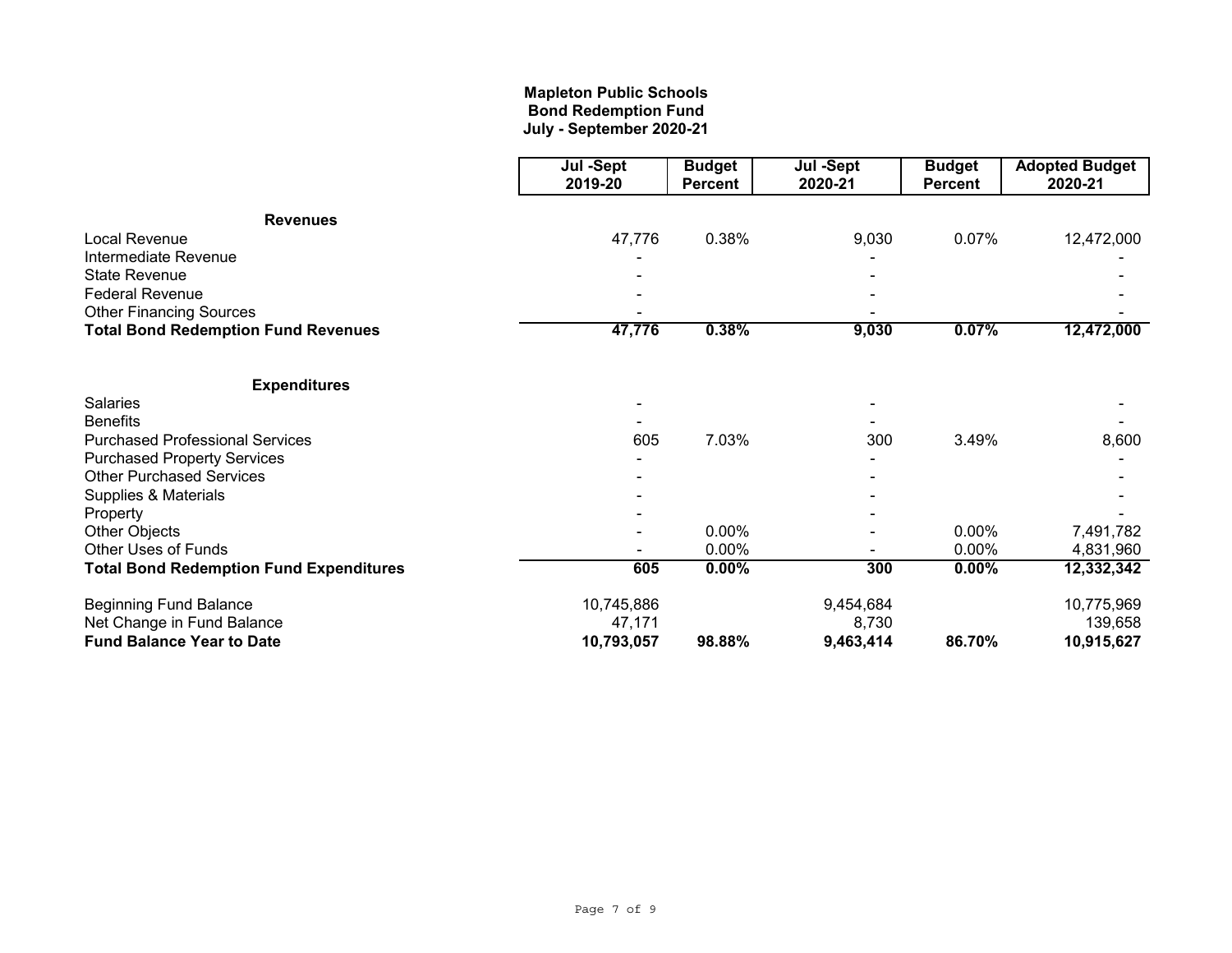**Mapleton Public Schools**
**Bond Redemption Fund**
**July - September 2020-21**

| | Jul -Sept 2019-20 | Budget Percent | Jul -Sept 2020-21 | Budget Percent | Adopted Budget 2020-21 |
|---|---|---|---|---|---|
| **Revenues** | | | | | |
| Local Revenue | 47,776 | 0.38% | 9,030 | 0.07% | 12,472,000 |
| Intermediate Revenue | - | | - | | - |
| State Revenue | - | | - | | - |
| Federal Revenue | - | | - | | - |
| Other Financing Sources | - | | - | | - |
| **Total Bond Redemption Fund Revenues** | **47,776** | **0.38%** | **9,030** | **0.07%** | **12,472,000** |
| **Expenditures** | | | | | |
| Salaries | - | | - | | - |
| Benefits | - | | - | | - |
| Purchased Professional Services | 605 | 7.03% | 300 | 3.49% | 8,600 |
| Purchased Property Services | - | | - | | - |
| Other Purchased Services | - | | - | | - |
| Supplies & Materials | - | | - | | - |
| Property | - | | - | | - |
| Other Objects | - | 0.00% | - | 0.00% | 7,491,782 |
| Other Uses of Funds | - | 0.00% | - | 0.00% | 4,831,960 |
| **Total Bond Redemption Fund Expenditures** | **605** | **0.00%** | **300** | **0.00%** | **12,332,342** |
| Beginning Fund Balance | 10,745,886 | | 9,454,684 | | 10,775,969 |
| Net Change in Fund Balance | 47,171 | | 8,730 | | 139,658 |
| **Fund Balance Year to Date** | **10,793,057** | **98.88%** | **9,463,414** | **86.70%** | **10,915,627** |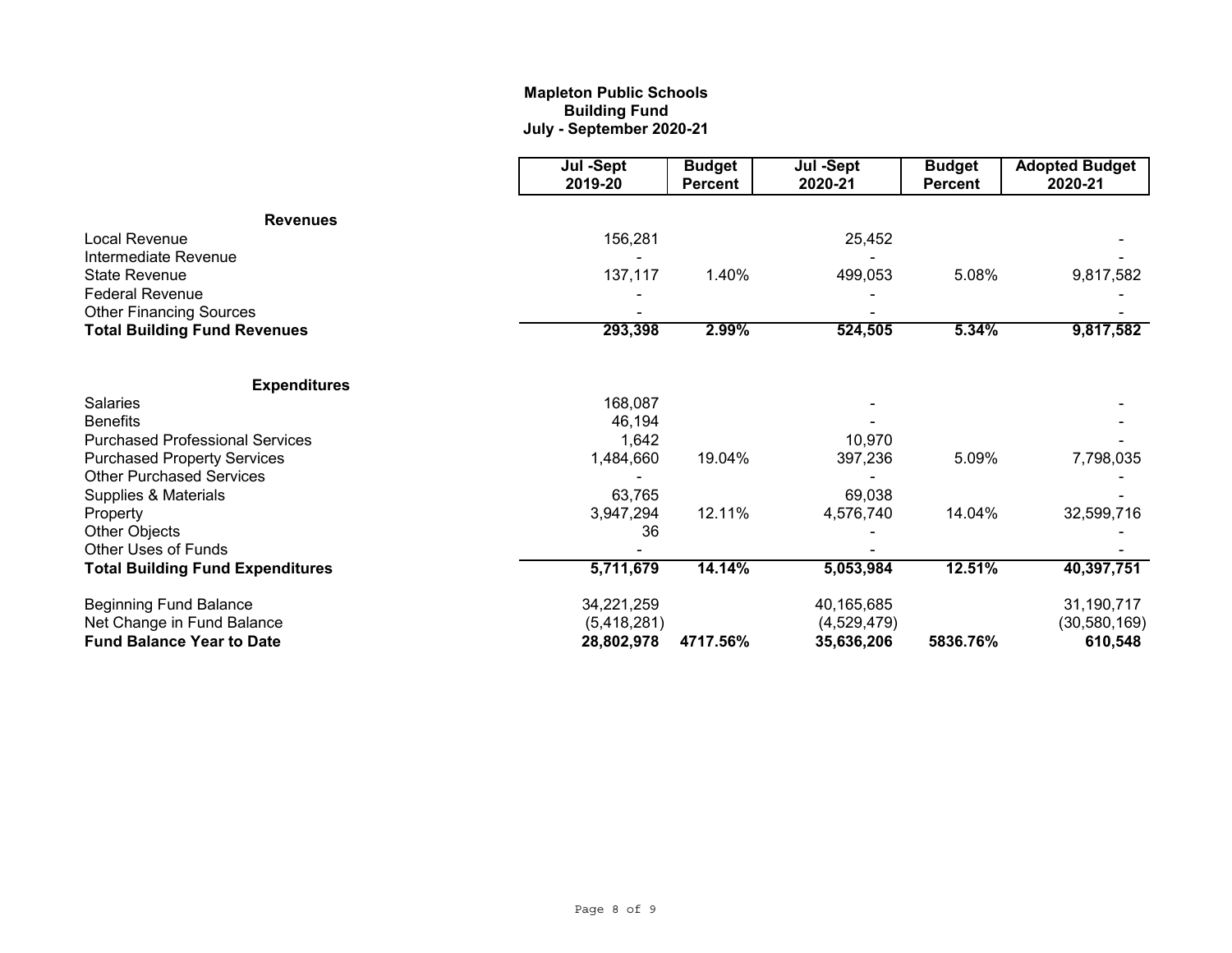**Mapleton Public Schools**
**Building Fund**
**July - September 2020-21**

| | Jul -Sept 2019-20 | Budget Percent | Jul -Sept 2020-21 | Budget Percent | Adopted Budget 2020-21 |
|---|---|---|---|---|---|
| **Revenues** | | | | | |
| Local Revenue | 156,281 | | 25,452 | | - |
| Intermediate Revenue | - | | - | | - |
| State Revenue | 137,117 | 1.40% | 499,053 | 5.08% | 9,817,582 |
| Federal Revenue | - | | - | | - |
| Other Financing Sources | - | | - | | - |
| **Total Building Fund Revenues** | **293,398** | **2.99%** | **524,505** | **5.34%** | **9,817,582** |
| **Expenditures** | | | | | |
| Salaries | 168,087 | | - | | - |
| Benefits | 46,194 | | - | | - |
| Purchased Professional Services | 1,642 | | 10,970 | | - |
| Purchased Property Services | 1,484,660 | 19.04% | 397,236 | 5.09% | 7,798,035 |
| Other Purchased Services | - | | - | | - |
| Supplies & Materials | 63,765 | | 69,038 | | - |
| Property | 3,947,294 | 12.11% | 4,576,740 | 14.04% | 32,599,716 |
| Other Objects | 36 | | - | | - |
| Other Uses of Funds | - | | - | | - |
| **Total Building Fund Expenditures** | **5,711,679** | **14.14%** | **5,053,984** | **12.51%** | **40,397,751** |
| Beginning Fund Balance | 34,221,259 | | 40,165,685 | | 31,190,717 |
| Net Change in Fund Balance | (5,418,281) | | (4,529,479) | | (30,580,169) |
| **Fund Balance Year to Date** | **28,802,978** | **4717.56%** | **35,636,206** | **5836.76%** | **610,548** |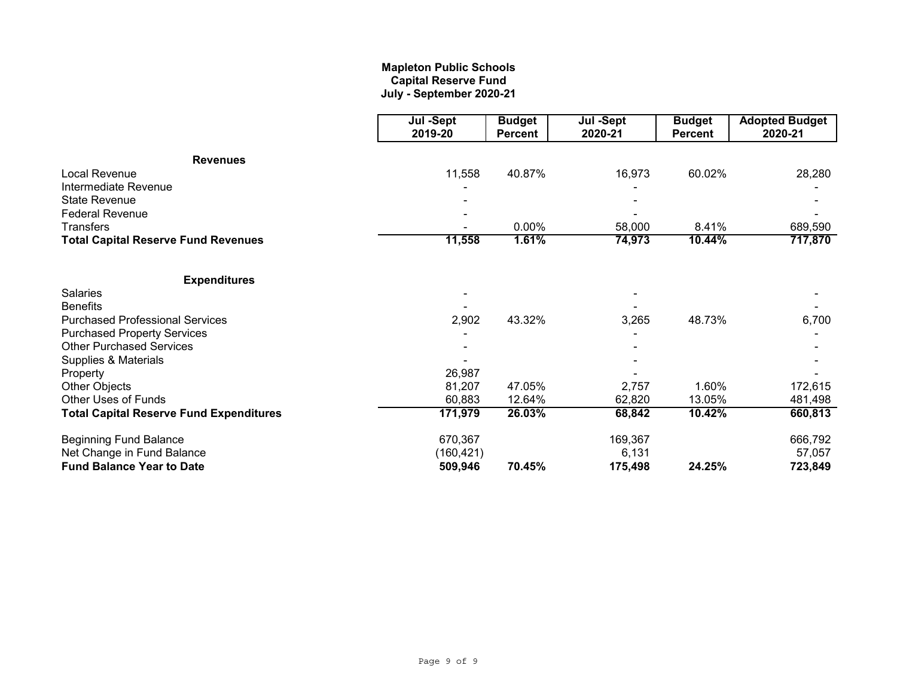**Mapleton Public Schools**
**Capital Reserve Fund**
**July - September 2020-21**

| | Jul -Sept 2019-20 | Budget Percent | Jul -Sept 2020-21 | Budget Percent | Adopted Budget 2020-21 |
|---|---|---|---|---|---|
| **Revenues** | | | | | |
| Local Revenue | 11,558 | 40.87% | 16,973 | 60.02% | 28,280 |
| Intermediate Revenue | - | | - | | - |
| State Revenue | - | | - | | - |
| Federal Revenue | - | | - | | - |
| Transfers | - | 0.00% | 58,000 | 8.41% | 689,590 |
| **Total Capital Reserve Fund Revenues** | **11,558** | **1.61%** | **74,973** | **10.44%** | **717,870** |
| **Expenditures** | | | | | |
| Salaries | - | | - | | - |
| Benefits | - | | - | | - |
| Purchased Professional Services | 2,902 | 43.32% | 3,265 | 48.73% | 6,700 |
| Purchased Property Services | - | | - | | - |
| Other Purchased Services | - | | - | | - |
| Supplies & Materials | - | | - | | - |
| Property | 26,987 | | - | | - |
| Other Objects | 81,207 | 47.05% | 2,757 | 1.60% | 172,615 |
| Other Uses of Funds | 60,883 | 12.64% | 62,820 | 13.05% | 481,498 |
| **Total Capital Reserve Fund Expenditures** | **171,979** | **26.03%** | **68,842** | **10.42%** | **660,813** |
| Beginning Fund Balance | 670,367 | | 169,367 | | 666,792 |
| Net Change in Fund Balance | (160,421) | | 6,131 | | 57,057 |
| **Fund Balance Year to Date** | **509,946** | **70.45%** | **175,498** | **24.25%** | **723,849** |